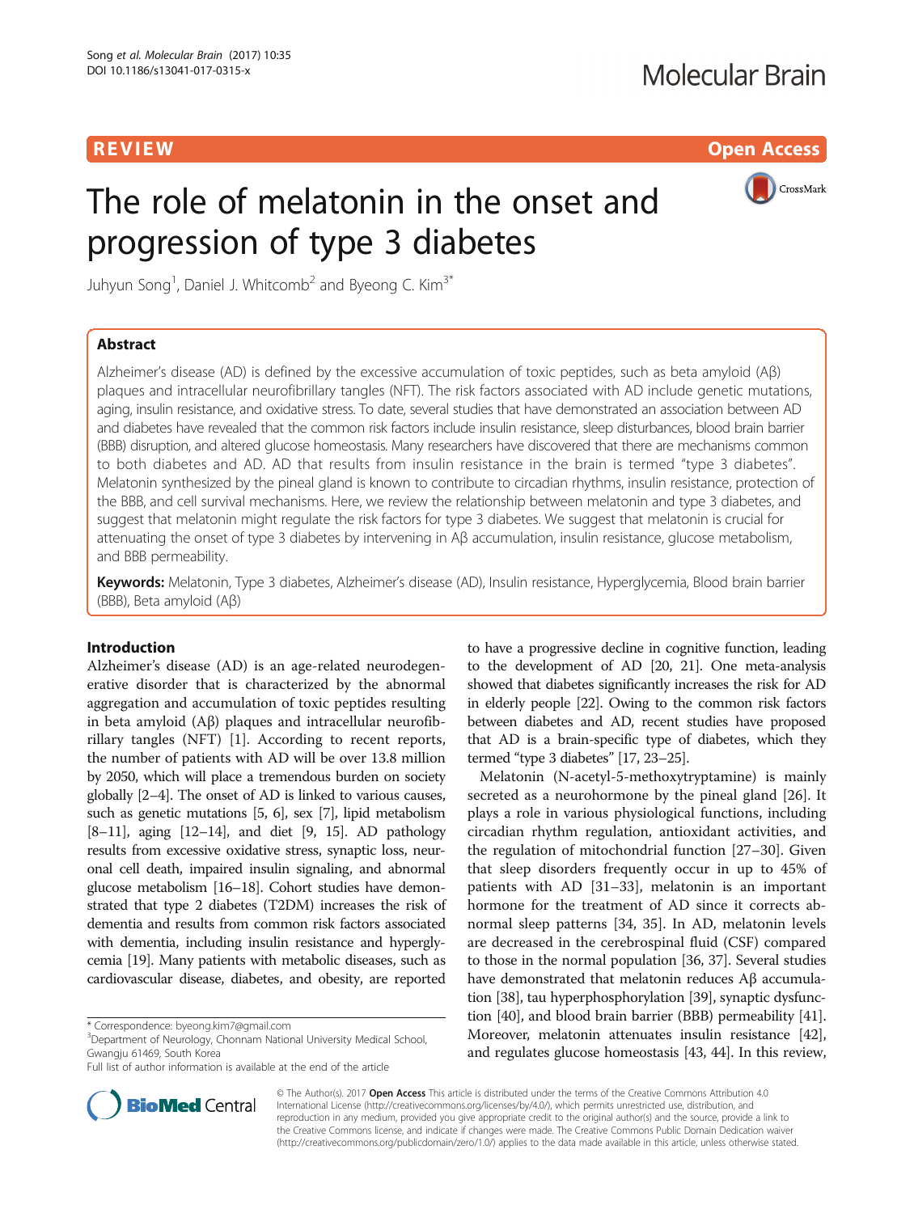REVIEW Open Access

# The role of melatonin in the onset and progression of type 3 diabetes

Juhyun Song[1], Daniel J. Whitcomb[2] and Byeong C. Kim[3*]

## Abstract

Alzheimer's disease (AD) is defined by the excessive accumulation of toxic peptides, such as beta amyloid (Aβ) plaques and intracellular neurofibrillary tangles (NFT). The risk factors associated with AD include genetic mutations, aging, insulin resistance, and oxidative stress. To date, several studies that have demonstrated an association between AD and diabetes have revealed that the common risk factors include insulin resistance, sleep disturbances, blood brain barrier (BBB) disruption, and altered glucose homeostasis. Many researchers have discovered that there are mechanisms common to both diabetes and AD. AD that results from insulin resistance in the brain is termed "type 3 diabetes". Melatonin synthesized by the pineal gland is known to contribute to circadian rhythms, insulin resistance, protection of the BBB, and cell survival mechanisms. Here, we review the relationship between melatonin and type 3 diabetes, and suggest that melatonin might regulate the risk factors for type 3 diabetes. We suggest that melatonin is crucial for attenuating the onset of type 3 diabetes by intervening in Aβ accumulation, insulin resistance, glucose metabolism, and BBB permeability.

**Keywords:** Melatonin, Type 3 diabetes, Alzheimer's disease (AD), Insulin resistance, Hyperglycemia, Blood brain barrier (BBB), Beta amyloid (Aβ)

## Introduction

Alzheimer's disease (AD) is an age-related neurodegenerative disorder that is characterized by the abnormal aggregation and accumulation of toxic peptides resulting in beta amyloid (Aβ) plaques and intracellular neurofibrillary tangles (NFT) [1]. According to recent reports, the number of patients with AD will be over 13.8 million by 2050, which will place a tremendous burden on society globally [2–4]. The onset of AD is linked to various causes, such as genetic mutations [5, 6], sex [7], lipid metabolism [8–11], aging [12–14], and diet [9, 15]. AD pathology results from excessive oxidative stress, synaptic loss, neuronal cell death, impaired insulin signaling, and abnormal glucose metabolism [16–18]. Cohort studies have demonstrated that type 2 diabetes (T2DM) increases the risk of dementia and results from common risk factors associated with dementia, including insulin resistance and hyperglycemia [19]. Many patients with metabolic diseases, such as cardiovascular disease, diabetes, and obesity, are reported to have a progressive decline in cognitive function, leading to the development of AD [20, 21]. One meta-analysis showed that diabetes significantly increases the risk for AD in elderly people [22]. Owing to the common risk factors between diabetes and AD, recent studies have proposed that AD is a brain-specific type of diabetes, which they termed "type 3 diabetes" [17, 23–25].

Melatonin (N-acetyl-5-methoxytryptamine) is mainly secreted as a neurohormone by the pineal gland [26]. It plays a role in various physiological functions, including circadian rhythm regulation, antioxidant activities, and the regulation of mitochondrial function [27–30]. Given that sleep disorders frequently occur in up to 45% of patients with AD [31–33], melatonin is an important hormone for the treatment of AD since it corrects abnormal sleep patterns [34, 35]. In AD, melatonin levels are decreased in the cerebrospinal fluid (CSF) compared to those in the normal population [36, 37]. Several studies have demonstrated that melatonin reduces Aβ accumulation [38], tau hyperphosphorylation [39], synaptic dysfunction [40], and blood brain barrier (BBB) permeability [41]. Moreover, melatonin attenuates insulin resistance [42], and regulates glucose homeostasis [43, 44]. In this review,

* Correspondence: byeong.kim7@gmail.com
[3]Department of Neurology, Chonnam National University Medical School, Gwangju 61469, South Korea
Full list of author information is available at the end of the article

© The Author(s). 2017 **Open Access** This article is distributed under the terms of the Creative Commons Attribution 4.0 International License (http://creativecommons.org/licenses/by/4.0/), which permits unrestricted use, distribution, and reproduction in any medium, provided you give appropriate credit to the original author(s) and the source, provide a link to the Creative Commons license, and indicate if changes were made. The Creative Commons Public Domain Dedication waiver (http://creativecommons.org/publicdomain/zero/1.0/) applies to the data made available in this article, unless otherwise stated.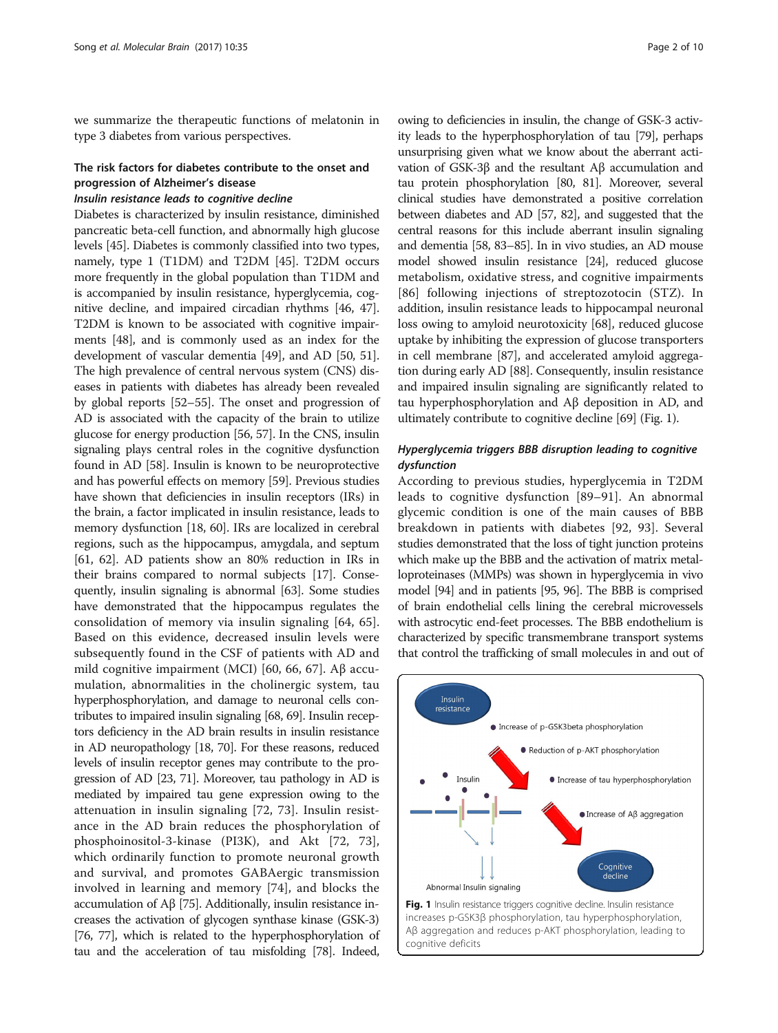we summarize the therapeutic functions of melatonin in type 3 diabetes from various perspectives.

## The risk factors for diabetes contribute to the onset and progression of Alzheimer's disease

### *Insulin resistance leads to cognitive decline*

Diabetes is characterized by insulin resistance, diminished pancreatic beta-cell function, and abnormally high glucose levels [45]. Diabetes is commonly classified into two types, namely, type 1 (T1DM) and T2DM [45]. T2DM occurs more frequently in the global population than T1DM and is accompanied by insulin resistance, hyperglycemia, cognitive decline, and impaired circadian rhythms [46, 47]. T2DM is known to be associated with cognitive impairments [48], and is commonly used as an index for the development of vascular dementia [49], and AD [50, 51]. The high prevalence of central nervous system (CNS) diseases in patients with diabetes has already been revealed by global reports [52–55]. The onset and progression of AD is associated with the capacity of the brain to utilize glucose for energy production [56, 57]. In the CNS, insulin signaling plays central roles in the cognitive dysfunction found in AD [58]. Insulin is known to be neuroprotective and has powerful effects on memory [59]. Previous studies have shown that deficiencies in insulin receptors (IRs) in the brain, a factor implicated in insulin resistance, leads to memory dysfunction [18, 60]. IRs are localized in cerebral regions, such as the hippocampus, amygdala, and septum [61, 62]. AD patients show an 80% reduction in IRs in their brains compared to normal subjects [17]. Consequently, insulin signaling is abnormal [63]. Some studies have demonstrated that the hippocampus regulates the consolidation of memory via insulin signaling [64, 65]. Based on this evidence, decreased insulin levels were subsequently found in the CSF of patients with AD and mild cognitive impairment (MCI) [60, 66, 67]. Aβ accumulation, abnormalities in the cholinergic system, tau hyperphosphorylation, and damage to neuronal cells contributes to impaired insulin signaling [68, 69]. Insulin receptors deficiency in the AD brain results in insulin resistance in AD neuropathology [18, 70]. For these reasons, reduced levels of insulin receptor genes may contribute to the progression of AD [23, 71]. Moreover, tau pathology in AD is mediated by impaired tau gene expression owing to the attenuation in insulin signaling [72, 73]. Insulin resistance in the AD brain reduces the phosphorylation of phosphoinositol-3-kinase (PI3K), and Akt [72, 73], which ordinarily function to promote neuronal growth and survival, and promotes GABAergic transmission involved in learning and memory [74], and blocks the accumulation of Aβ [75]. Additionally, insulin resistance increases the activation of glycogen synthase kinase (GSK-3) [76, 77], which is related to the hyperphosphorylation of tau and the acceleration of tau misfolding [78]. Indeed, owing to deficiencies in insulin, the change of GSK-3 activity leads to the hyperphosphorylation of tau [79], perhaps unsurprising given what we know about the aberrant activation of GSK-3β and the resultant Aβ accumulation and tau protein phosphorylation [80, 81]. Moreover, several clinical studies have demonstrated a positive correlation between diabetes and AD [57, 82], and suggested that the central reasons for this include aberrant insulin signaling and dementia [58, 83–85]. In in vivo studies, an AD mouse model showed insulin resistance [24], reduced glucose metabolism, oxidative stress, and cognitive impairments [86] following injections of streptozotocin (STZ). In addition, insulin resistance leads to hippocampal neuronal loss owing to amyloid neurotoxicity [68], reduced glucose uptake by inhibiting the expression of glucose transporters in cell membrane [87], and accelerated amyloid aggregation during early AD [88]. Consequently, insulin resistance and impaired insulin signaling are significantly related to tau hyperphosphorylation and Aβ deposition in AD, and ultimately contribute to cognitive decline [69] (Fig. 1).

### *Hyperglycemia triggers BBB disruption leading to cognitive dysfunction*

According to previous studies, hyperglycemia in T2DM leads to cognitive dysfunction [89–91]. An abnormal glycemic condition is one of the main causes of BBB breakdown in patients with diabetes [92, 93]. Several studies demonstrated that the loss of tight junction proteins which make up the BBB and the activation of matrix metalloproteinases (MMPs) was shown in hyperglycemia in vivo model [94] and in patients [95, 96]. The BBB is comprised of brain endothelial cells lining the cerebral microvessels with astrocytic end-feet processes. The BBB endothelium is characterized by specific transmembrane transport systems that control the trafficking of small molecules in and out of

**Fig. 1** Insulin resistance triggers cognitive decline. Insulin resistance increases p-GSK3β phosphorylation, tau hyperphosphorylation, Aβ aggregation and reduces p-AKT phosphorylation, leading to cognitive deficits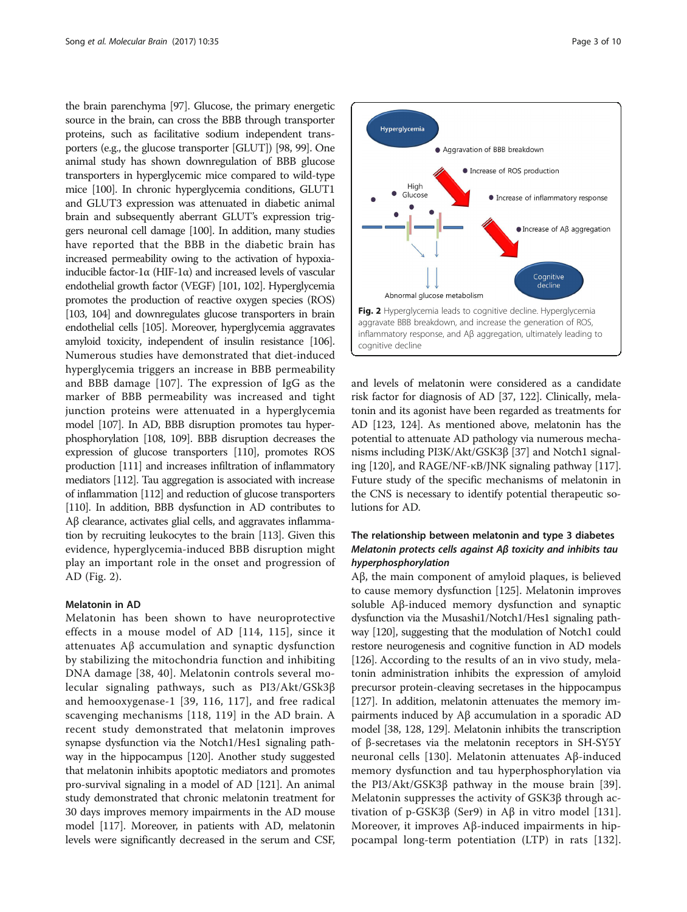the brain parenchyma [97]. Glucose, the primary energetic source in the brain, can cross the BBB through transporter proteins, such as facilitative sodium independent transporters (e.g., the glucose transporter [GLUT]) [98, 99]. One animal study has shown downregulation of BBB glucose transporters in hyperglycemic mice compared to wild-type mice [100]. In chronic hyperglycemia conditions, GLUT1 and GLUT3 expression was attenuated in diabetic animal brain and subsequently aberrant GLUT's expression triggers neuronal cell damage [100]. In addition, many studies have reported that the BBB in the diabetic brain has increased permeability owing to the activation of hypoxia-inducible factor-1α (HIF-1α) and increased levels of vascular endothelial growth factor (VEGF) [101, 102]. Hyperglycemia promotes the production of reactive oxygen species (ROS) [103, 104] and downregulates glucose transporters in brain endothelial cells [105]. Moreover, hyperglycemia aggravates amyloid toxicity, independent of insulin resistance [106]. Numerous studies have demonstrated that diet-induced hyperglycemia triggers an increase in BBB permeability and BBB damage [107]. The expression of IgG as the marker of BBB permeability was increased and tight junction proteins were attenuated in a hyperglycemia model [107]. In AD, BBB disruption promotes tau hyperphosphorylation [108, 109]. BBB disruption decreases the expression of glucose transporters [110], promotes ROS production [111] and increases infiltration of inflammatory mediators [112]. Tau aggregation is associated with increase of inflammation [112] and reduction of glucose transporters [110]. In addition, BBB dysfunction in AD contributes to Aβ clearance, activates glial cells, and aggravates inflammation by recruiting leukocytes to the brain [113]. Given this evidence, hyperglycemia-induced BBB disruption might play an important role in the onset and progression of AD (Fig. 2).

Hyperglycemia

- Aggravation of BBB breakdown
- Increase of ROS production
- Increase of inflammatory response
- Increase of Aβ aggregation

High Glucose

Abnormal glucose metabolism

Cognitive decline

**Fig. 2** Hyperglycemia leads to cognitive decline. Hyperglycemia aggravate BBB breakdown, and increase the generation of ROS, inflammatory response, and Aβ aggregation, ultimately leading to cognitive decline

#### Melatonin in AD

Melatonin has been shown to have neuroprotective effects in a mouse model of AD [114, 115], since it attenuates Aβ accumulation and synaptic dysfunction by stabilizing the mitochondria function and inhibiting DNA damage [38, 40]. Melatonin controls several molecular signaling pathways, such as PI3/Akt/GSk3β and hemooxygenase-1 [39, 116, 117], and free radical scavenging mechanisms [118, 119] in the AD brain. A recent study demonstrated that melatonin improves synapse dysfunction via the Notch1/Hes1 signaling pathway in the hippocampus [120]. Another study suggested that melatonin inhibits apoptotic mediators and promotes pro-survival signaling in a model of AD [121]. An animal study demonstrated that chronic melatonin treatment for 30 days improves memory impairments in the AD mouse model [117]. Moreover, in patients with AD, melatonin levels were significantly decreased in the serum and CSF, and levels of melatonin were considered as a candidate risk factor for diagnosis of AD [37, 122]. Clinically, melatonin and its agonist have been regarded as treatments for AD [123, 124]. As mentioned above, melatonin has the potential to attenuate AD pathology via numerous mechanisms including PI3K/Akt/GSK3β [37] and Notch1 signaling [120], and RAGE/NF-κB/JNK signaling pathway [117]. Future study of the specific mechanisms of melatonin in the CNS is necessary to identify potential therapeutic solutions for AD.

### The relationship between melatonin and type 3 diabetes

#### *Melatonin protects cells against Aβ toxicity and inhibits tau hyperphosphorylation*

Aβ, the main component of amyloid plaques, is believed to cause memory dysfunction [125]. Melatonin improves soluble Aβ-induced memory dysfunction and synaptic dysfunction via the Musashi1/Notch1/Hes1 signaling pathway [120], suggesting that the modulation of Notch1 could restore neurogenesis and cognitive function in AD models [126]. According to the results of an in vivo study, melatonin administration inhibits the expression of amyloid precursor protein-cleaving secretases in the hippocampus [127]. In addition, melatonin attenuates the memory impairments induced by Aβ accumulation in a sporadic AD model [38, 128, 129]. Melatonin inhibits the transcription of β-secretases via the melatonin receptors in SH-SY5Y neuronal cells [130]. Melatonin attenuates Aβ-induced memory dysfunction and tau hyperphosphorylation via the PI3/Akt/GSK3β pathway in the mouse brain [39]. Melatonin suppresses the activity of GSK3β through activation of p-GSK3β (Ser9) in Aβ in vitro model [131]. Moreover, it improves Aβ-induced impairments in hippocampal long-term potentiation (LTP) in rats [132].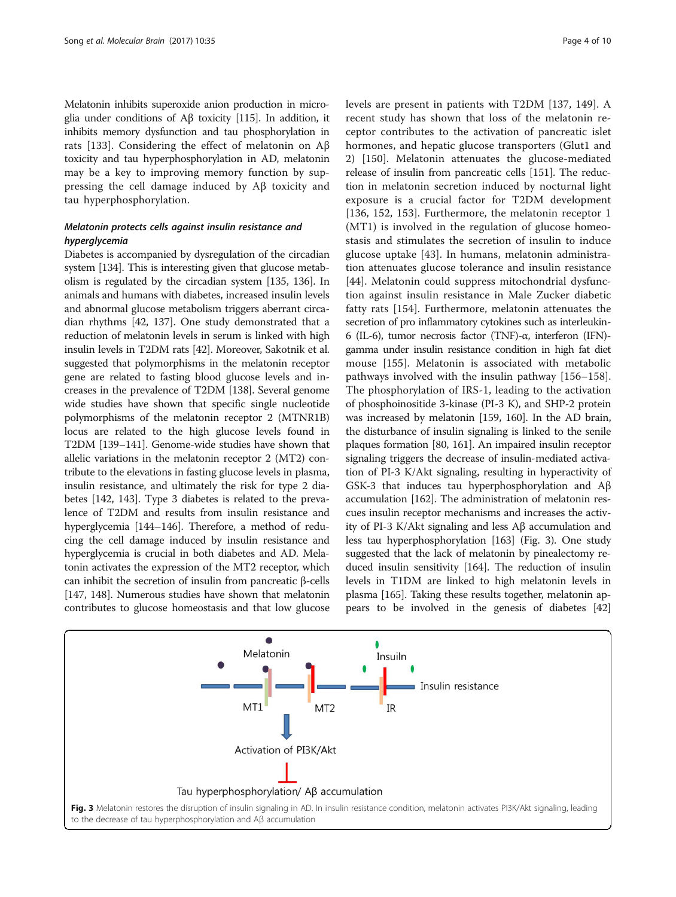Melatonin inhibits superoxide anion production in microglia under conditions of Aβ toxicity [115]. In addition, it inhibits memory dysfunction and tau phosphorylation in rats [133]. Considering the effect of melatonin on Aβ toxicity and tau hyperphosphorylation in AD, melatonin may be a key to improving memory function by suppressing the cell damage induced by Aβ toxicity and tau hyperphosphorylation.

### *Melatonin protects cells against insulin resistance and hyperglycemia*

Diabetes is accompanied by dysregulation of the circadian system [134]. This is interesting given that glucose metabolism is regulated by the circadian system [135, 136]. In animals and humans with diabetes, increased insulin levels and abnormal glucose metabolism triggers aberrant circadian rhythms [42, 137]. One study demonstrated that a reduction of melatonin levels in serum is linked with high insulin levels in T2DM rats [42]. Moreover, Sakotnik et al. suggested that polymorphisms in the melatonin receptor gene are related to fasting blood glucose levels and increases in the prevalence of T2DM [138]. Several genome wide studies have shown that specific single nucleotide polymorphisms of the melatonin receptor 2 (MTNR1B) locus are related to the high glucose levels found in T2DM [139–141]. Genome-wide studies have shown that allelic variations in the melatonin receptor 2 (MT2) contribute to the elevations in fasting glucose levels in plasma, insulin resistance, and ultimately the risk for type 2 diabetes [142, 143]. Type 3 diabetes is related to the prevalence of T2DM and results from insulin resistance and hyperglycemia [144–146]. Therefore, a method of reducing the cell damage induced by insulin resistance and hyperglycemia is crucial in both diabetes and AD. Melatonin activates the expression of the MT2 receptor, which can inhibit the secretion of insulin from pancreatic β-cells [147, 148]. Numerous studies have shown that melatonin contributes to glucose homeostasis and that low glucose levels are present in patients with T2DM [137, 149]. A recent study has shown that loss of the melatonin receptor contributes to the activation of pancreatic islet hormones, and hepatic glucose transporters (Glut1 and 2) [150]. Melatonin attenuates the glucose-mediated release of insulin from pancreatic cells [151]. The reduction in melatonin secretion induced by nocturnal light exposure is a crucial factor for T2DM development [136, 152, 153]. Furthermore, the melatonin receptor 1 (MT1) is involved in the regulation of glucose homeostasis and stimulates the secretion of insulin to induce glucose uptake [43]. In humans, melatonin administration attenuates glucose tolerance and insulin resistance [44]. Melatonin could suppress mitochondrial dysfunction against insulin resistance in Male Zucker diabetic fatty rats [154]. Furthermore, melatonin attenuates the secretion of pro inflammatory cytokines such as interleukin-6 (IL-6), tumor necrosis factor (TNF)-α, interferon (IFN)-gamma under insulin resistance condition in high fat diet mouse [155]. Melatonin is associated with metabolic pathways involved with the insulin pathway [156–158]. The phosphorylation of IRS-1, leading to the activation of phosphoinositide 3-kinase (PI-3 K), and SHP-2 protein was increased by melatonin [159, 160]. In the AD brain, the disturbance of insulin signaling is linked to the senile plaques formation [80, 161]. An impaired insulin receptor signaling triggers the decrease of insulin-mediated activation of PI-3 K/Akt signaling, resulting in hyperactivity of GSK-3 that induces tau hyperphosphorylation and Aβ accumulation [162]. The administration of melatonin rescues insulin receptor mechanisms and increases the activity of PI-3 K/Akt signaling and less Aβ accumulation and less tau hyperphosphorylation [163] (Fig. 3). One study suggested that the lack of melatonin by pinealectomy reduced insulin sensitivity [164]. The reduction of insulin levels in T1DM are linked to high melatonin levels in plasma [165]. Taking these results together, melatonin appears to be involved in the genesis of diabetes [42]

**Fig. 3** Melatonin restores the disruption of insulin signaling in AD. In insulin resistance condition, melatonin activates PI3K/Akt signaling, leading to the decrease of tau hyperphosphorylation and Aβ accumulation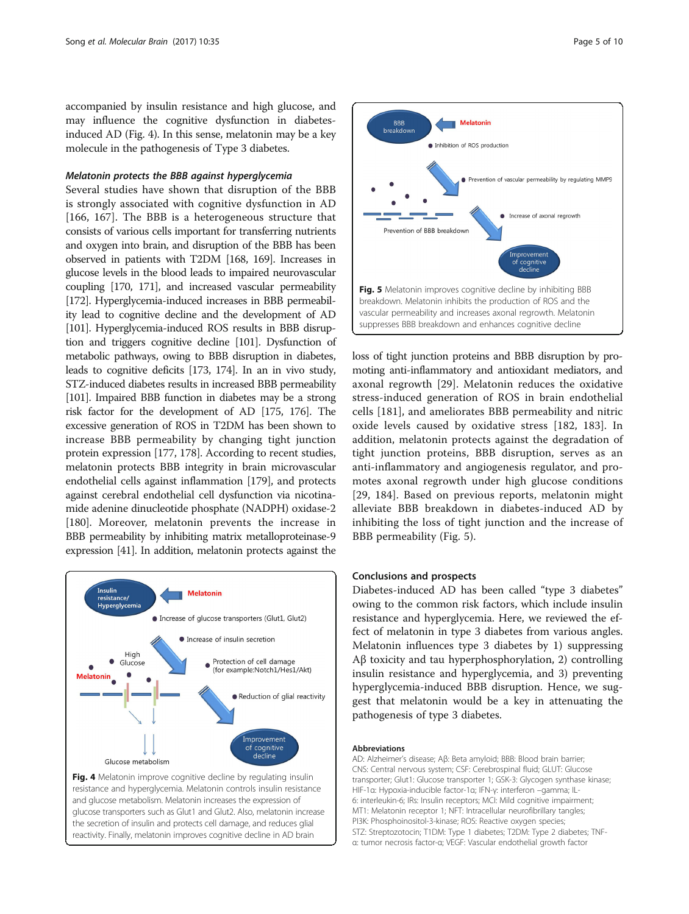accompanied by insulin resistance and high glucose, and may influence the cognitive dysfunction in diabetes-induced AD (Fig. 4). In this sense, melatonin may be a key molecule in the pathogenesis of Type 3 diabetes.

### *Melatonin protects the BBB against hyperglycemia*

Several studies have shown that disruption of the BBB is strongly associated with cognitive dysfunction in AD [166, 167]. The BBB is a heterogeneous structure that consists of various cells important for transferring nutrients and oxygen into brain, and disruption of the BBB has been observed in patients with T2DM [168, 169]. Increases in glucose levels in the blood leads to impaired neurovascular coupling [170, 171], and increased vascular permeability [172]. Hyperglycemia-induced increases in BBB permeability lead to cognitive decline and the development of AD [101]. Hyperglycemia-induced ROS results in BBB disruption and triggers cognitive decline [101]. Dysfunction of metabolic pathways, owing to BBB disruption in diabetes, leads to cognitive deficits [173, 174]. In an in vivo study, STZ-induced diabetes results in increased BBB permeability [101]. Impaired BBB function in diabetes may be a strong risk factor for the development of AD [175, 176]. The excessive generation of ROS in T2DM has been shown to increase BBB permeability by changing tight junction protein expression [177, 178]. According to recent studies, melatonin protects BBB integrity in brain microvascular endothelial cells against inflammation [179], and protects against cerebral endothelial cell dysfunction via nicotinamide adenine dinucleotide phosphate (NADPH) oxidase-2 [180]. Moreover, melatonin prevents the increase in BBB permeability by inhibiting matrix metalloproteinase-9 expression [41]. In addition, melatonin protects against the loss of tight junction proteins and BBB disruption by promoting anti-inflammatory and antioxidant mediators, and axonal regrowth [29]. Melatonin reduces the oxidative stress-induced generation of ROS in brain endothelial cells [181], and ameliorates BBB permeability and nitric oxide levels caused by oxidative stress [182, 183]. In addition, melatonin protects against the degradation of tight junction proteins, BBB disruption, serves as an anti-inflammatory and angiogenesis regulator, and promotes axonal regrowth under high glucose conditions [29, 184]. Based on previous reports, melatonin might alleviate BBB breakdown in diabetes-induced AD by inhibiting the loss of tight junction and the increase of BBB permeability (Fig. 5).

**Fig. 4** Melatonin improve cognitive decline by regulating insulin resistance and hyperglycemia. Melatonin controls insulin resistance and glucose metabolism. Melatonin increases the expression of glucose transporters such as Glut1 and Glut2. Also, melatonin increase the secretion of insulin and protects cell damage, and reduces glial reactivity. Finally, melatonin improves cognitive decline in AD brain

**Fig. 5** Melatonin improves cognitive decline by inhibiting BBB breakdown. Melatonin inhibits the production of ROS and the vascular permeability and increases axonal regrowth. Melatonin suppresses BBB breakdown and enhances cognitive decline

## Conclusions and prospects

Diabetes-induced AD has been called "type 3 diabetes" owing to the common risk factors, which include insulin resistance and hyperglycemia. Here, we reviewed the effect of melatonin in type 3 diabetes from various angles. Melatonin influences type 3 diabetes by 1) suppressing Aβ toxicity and tau hyperphosphorylation, 2) controlling insulin resistance and hyperglycemia, and 3) preventing hyperglycemia-induced BBB disruption. Hence, we suggest that melatonin would be a key in attenuating the pathogenesis of type 3 diabetes.

#### Abbreviations

AD: Alzheimer's disease; Aβ: Beta amyloid; BBB: Blood brain barrier; CNS: Central nervous system; CSF: Cerebrospinal fluid; GLUT: Glucose transporter; Glut1: Glucose transporter 1; GSK-3: Glycogen synthase kinase; HIF-1α: Hypoxia-inducible factor-1α; IFN-γ: interferon –gamma; IL-6: interleukin-6; IRs: Insulin receptors; MCI: Mild cognitive impairment; MT1: Melatonin receptor 1; NFT: Intracellular neurofibrillary tangles; PI3K: Phosphoinositol-3-kinase; ROS: Reactive oxygen species; STZ: Streptozotocin; T1DM: Type 1 diabetes; T2DM: Type 2 diabetes; TNF-α: tumor necrosis factor-α; VEGF: Vascular endothelial growth factor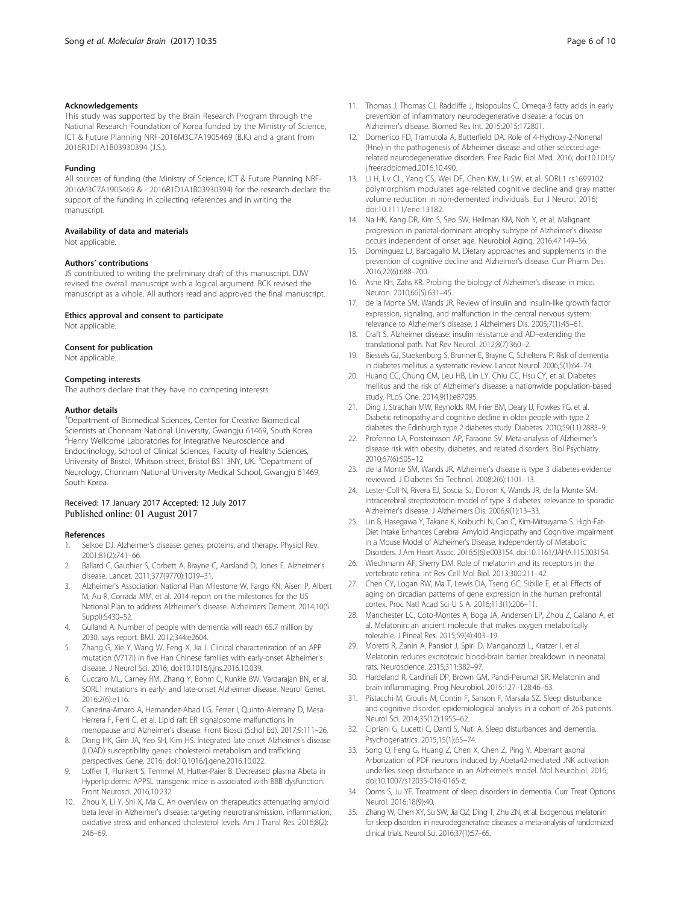### Acknowledgements

This study was supported by the Brain Research Program through the National Research Foundation of Korea funded by the Ministry of Science, ICT & Future Planning NRF-2016M3C7A1905469 (B.K.) and a grant from 2016R1D1A1B03930394 (J.S.).

### Funding

All sources of funding (the Ministry of Science, ICT & Future Planning NRF-2016M3C7A1905469 & - 2016R1D1A1B03930394) for the research declare the support of the funding in collecting references and in writing the manuscript.

### Availability of data and materials

Not applicable.

### Authors' contributions

JS contributed to writing the preliminary draft of this manuscript. DJW revised the overall manuscript with a logical argument. BCK revised the manuscript as a whole. All authors read and approved the final manuscript.

### Ethics approval and consent to participate

Not applicable.

### Consent for publication

Not applicable.

### Competing interests

The authors declare that they have no competing interests.

### Author details

[1]Department of Biomedical Sciences, Center for Creative Biomedical Scientists at Chonnam National University, Gwangju 61469, South Korea. [2]Henry Wellcome Laboratories for Integrative Neuroscience and Endocrinology, School of Clinical Sciences, Faculty of Healthy Sciences, University of Bristol, Whitson street, Bristol BS1 3NY, UK. [3]Department of Neurology, Chonnam National University Medical School, Gwangju 61469, South Korea.

Received: 17 January 2017 Accepted: 12 July 2017
Published online: 01 August 2017

### References

1. Selkoe DJ. Alzheimer's disease: genes, proteins, and therapy. Physiol Rev. 2001;81(2):741–66.
2. Ballard C, Gauthier S, Corbett A, Brayne C, Aarsland D, Jones E. Alzheimer's disease. Lancet. 2011;377(9770):1019–31.
3. Alzheimer's Association National Plan Milestone W, Fargo KN, Aisen P, Albert M, Au R, Corrada MM, et al. 2014 report on the milestones for the US National Plan to address Alzheimer's disease. Alzheimers Dement. 2014;10(5 Suppl):S430–52.
4. Gulland A. Number of people with dementia will reach 65.7 million by 2030, says report. BMJ. 2012;344:e2604.
5. Zhang G, Xie Y, Wang W, Feng X, Jia J. Clinical characterization of an APP mutation (V717I) in five Han Chinese families with early-onset Alzheimer's disease. J Neurol Sci. 2016; doi:10.1016/j.jns.2016.10.039.
6. Cuccaro ML, Carney RM, Zhang Y, Bohm C, Kunkle BW, Vardarajan BN, et al. SORL1 mutations in early- and late-onset Alzheimer disease. Neurol Genet. 2016;2(6):e116.
7. Canerina-Amaro A, Hernandez-Abad LG, Ferrer I, Quinto-Alemany D, Mesa-Herrera F, Ferri C, et al. Lipid raft ER signalosome malfunctions in menopause and Alzheimer's disease. Front Biosci (Schol Ed). 2017;9:111–26.
8. Dong HK, Gim JA, Yeo SH, Kim HS. Integrated late onset Alzheimer's disease (LOAD) susceptibility genes: cholesterol metabolism and trafficking perspectives. Gene. 2016; doi:10.1016/j.gene.2016.10.022.
9. Loffler T, Flunkert S, Temmel M, Hutter-Paier B. Decreased plasma Abeta in Hyperlipidemic APPSL transgenic mice is associated with BBB dysfunction. Front Neurosci. 2016;10:232.
10. Zhou X, Li Y, Shi X, Ma C. An overview on therapeutics attenuating amyloid beta level in Alzheimer's disease: targeting neurotransmission, inflammation, oxidative stress and enhanced cholesterol levels. Am J Transl Res. 2016;8(2): 246–69.
11. Thomas J, Thomas CJ, Radcliffe J, Itsiopoulos C. Omega-3 fatty acids in early prevention of inflammatory neurodegenerative disease: a focus on Alzheimer's disease. Biomed Res Int. 2015;2015:172801.
12. Domenico FD, Tramutola A, Butterfield DA. Role of 4-Hydroxy-2-Nonenal (Hne) in the pathogenesis of Alzheimer disease and other selected age-related neurodegenerative disorders. Free Radic Biol Med. 2016; doi:10.1016/j.freeradbiomed.2016.10.490.
13. Li H, Lv CL, Yang CS, Wei DF, Chen KW, Li SW, et al. SORL1 rs1699102 polymorphism modulates age-related cognitive decline and gray matter volume reduction in non-demented individuals. Eur J Neurol. 2016; doi:10.1111/ene.13182.
14. Na HK, Kang DR, Kim S, Seo SW, Heilman KM, Noh Y, et al. Malignant progression in parietal-dominant atrophy subtype of Alzheimer's disease occurs independent of onset age. Neurobiol Aging. 2016;47:149–56.
15. Dominguez LJ, Barbagallo M. Dietary approaches and supplements in the prevention of cognitive decline and Alzheimer's disease. Curr Pharm Des. 2016;22(6):688–700.
16. Ashe KH, Zahs KR. Probing the biology of Alzheimer's disease in mice. Neuron. 2010;66(5):631–45.
17. de la Monte SM, Wands JR. Review of insulin and insulin-like growth factor expression, signaling, and malfunction in the central nervous system: relevance to Alzheimer's disease. J Alzheimers Dis. 2005;7(1):45–61.
18. Craft S. Alzheimer disease: insulin resistance and AD–extending the translational path. Nat Rev Neurol. 2012;8(7):360–2.
19. Biessels GJ, Staekenborg S, Brunner E, Brayne C, Scheltens P. Risk of dementia in diabetes mellitus: a systematic review. Lancet Neurol. 2006;5(1):64–74.
20. Huang CC, Chung CM, Leu HB, Lin LY, Chiu CC, Hsu CY, et al. Diabetes mellitus and the risk of Alzheimer's disease: a nationwide population-based study. PLoS One. 2014;9(1):e87095.
21. Ding J, Strachan MW, Reynolds RM, Frier BM, Deary IJ, Fowkes FG, et al. Diabetic retinopathy and cognitive decline in older people with type 2 diabetes: the Edinburgh type 2 diabetes study. Diabetes. 2010;59(11):2883–9.
22. Profenno LA, Porsteinsson AP, Faraone SV. Meta-analysis of Alzheimer's disease risk with obesity, diabetes, and related disorders. Biol Psychiatry. 2010;67(6):505–12.
23. de la Monte SM, Wands JR. Alzheimer's disease is type 3 diabetes-evidence reviewed. J Diabetes Sci Technol. 2008;2(6):1101–13.
24. Lester-Coll N, Rivera EJ, Soscia SJ, Doiron K, Wands JR, de la Monte SM. Intracerebral streptozotocin model of type 3 diabetes: relevance to sporadic Alzheimer's disease. J Alzheimers Dis. 2006;9(1):13–33.
25. Lin B, Hasegawa Y, Takane K, Koibuchi N, Cao C, Kim-Mitsuyama S. High-Fat-Diet Intake Enhances Cerebral Amyloid Angiopathy and Cognitive Impairment in a Mouse Model of Alzheimer's Disease, Independently of Metabolic Disorders. J Am Heart Assoc. 2016;5(6):e003154. doi:10.1161/JAHA.115.003154.
26. Wiechmann AF, Sherry DM. Role of melatonin and its receptors in the vertebrate retina. Int Rev Cell Mol Biol. 2013;300:211–42.
27. Chen CY, Logan RW, Ma T, Lewis DA, Tseng GC, Sibille E, et al. Effects of aging on circadian patterns of gene expression in the human prefrontal cortex. Proc Natl Acad Sci U S A. 2016;113(1):206–11.
28. Manchester LC, Coto-Montes A, Boga JA, Andersen LP, Zhou Z, Galano A, et al. Melatonin: an ancient molecule that makes oxygen metabolically tolerable. J Pineal Res. 2015;59(4):403–19.
29. Moretti R, Zanin A, Pansiot J, Spiri D, Manganozzi L, Kratzer I, et al. Melatonin reduces excitotoxic blood-brain barrier breakdown in neonatal rats. Neuroscience. 2015;311:382–97.
30. Hardeland R, Cardinali DP, Brown GM, Pandi-Perumal SR. Melatonin and brain inflammaging. Prog Neurobiol. 2015;127–128:46–63.
31. Pistacchi M, Gioulis M, Contin F, Sanson F, Marsala SZ. Sleep disturbance and cognitive disorder: epidemiological analysis in a cohort of 263 patients. Neurol Sci. 2014;35(12):1955–62.
32. Cipriani G, Lucetti C, Danti S, Nuti A. Sleep disturbances and dementia. Psychogeriatrics. 2015;15(1):65–74.
33. Song Q, Feng G, Huang Z, Chen X, Chen Z, Ping Y. Aberrant axonal Arborization of PDF neurons induced by Abeta42-mediated JNK activation underlies sleep disturbance in an Alzheimer's model. Mol Neurobiol. 2016; doi:10.1007/s12035-016-0165-z.
34. Ooms S, Ju YE. Treatment of sleep disorders in dementia. Curr Treat Options Neurol. 2016;18(9):40.
35. Zhang W, Chen XY, Su SW, Jia QZ, Ding T, Zhu ZN, et al. Exogenous melatonin for sleep disorders in neurodegenerative diseases: a meta-analysis of randomized clinical trials. Neurol Sci. 2016;37(1):57–65.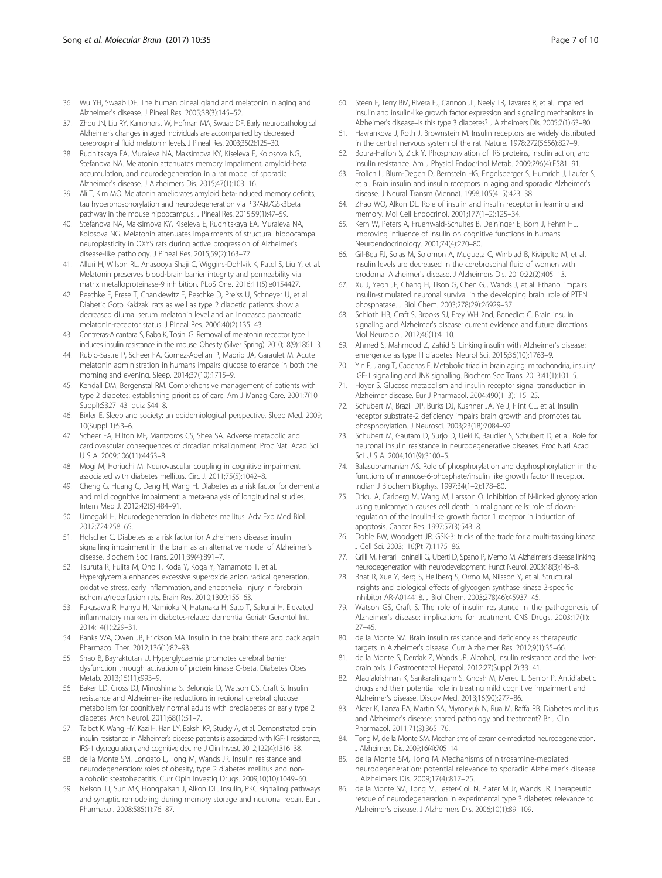36. Wu YH, Swaab DF. The human pineal gland and melatonin in aging and Alzheimer's disease. J Pineal Res. 2005;38(3):145–52.
37. Zhou JN, Liu RY, Kamphorst W, Hofman MA, Swaab DF. Early neuropathological Alzheimer's changes in aged individuals are accompanied by decreased cerebrospinal fluid melatonin levels. J Pineal Res. 2003;35(2):125–30.
38. Rudnitskaya EA, Muraleva NA, Maksimova KY, Kiseleva E, Kolosova NG, Stefanova NA. Melatonin attenuates memory impairment, amyloid-beta accumulation, and neurodegeneration in a rat model of sporadic Alzheimer's disease. J Alzheimers Dis. 2015;47(1):103–16.
39. Ali T, Kim MO. Melatonin ameliorates amyloid beta-induced memory deficits, tau hyperphosphorylation and neurodegeneration via PI3/Akt/GSk3beta pathway in the mouse hippocampus. J Pineal Res. 2015;59(1):47–59.
40. Stefanova NA, Maksimova KY, Kiseleva E, Rudnitskaya EA, Muraleva NA, Kolosova NG. Melatonin attenuates impairments of structural hippocampal neuroplasticity in OXYS rats during active progression of Alzheimer's disease-like pathology. J Pineal Res. 2015;59(2):163–77.
41. Alluri H, Wilson RL, Anasooya Shaji C, Wiggins-Dohlvik K, Patel S, Liu Y, et al. Melatonin preserves blood-brain barrier integrity and permeability via matrix metalloproteinase-9 inhibition. PLoS One. 2016;11(5):e0154427.
42. Peschke E, Frese T, Chankiewitz E, Peschke D, Preiss U, Schneyer U, et al. Diabetic Goto Kakizaki rats as well as type 2 diabetic patients show a decreased diurnal serum melatonin level and an increased pancreatic melatonin-receptor status. J Pineal Res. 2006;40(2):135–43.
43. Contreras-Alcantara S, Baba K, Tosini G. Removal of melatonin receptor type 1 induces insulin resistance in the mouse. Obesity (Silver Spring). 2010;18(9):1861–3.
44. Rubio-Sastre P, Scheer FA, Gomez-Abellan P, Madrid JA, Garaulet M. Acute melatonin administration in humans impairs glucose tolerance in both the morning and evening. Sleep. 2014;37(10):1715–9.
45. Kendall DM, Bergenstal RM. Comprehensive management of patients with type 2 diabetes: establishing priorities of care. Am J Manag Care. 2001;7(10 Suppl):S327–43–quiz S44–8.
46. Bixler E. Sleep and society: an epidemiological perspective. Sleep Med. 2009; 10(Suppl 1):S3–6.
47. Scheer FA, Hilton MF, Mantzoros CS, Shea SA. Adverse metabolic and cardiovascular consequences of circadian misalignment. Proc Natl Acad Sci U S A. 2009;106(11):4453–8.
48. Mogi M, Horiuchi M. Neurovascular coupling in cognitive impairment associated with diabetes mellitus. Circ J. 2011;75(5):1042–8.
49. Cheng G, Huang C, Deng H, Wang H. Diabetes as a risk factor for dementia and mild cognitive impairment: a meta-analysis of longitudinal studies. Intern Med J. 2012;42(5):484–91.
50. Umegaki H. Neurodegeneration in diabetes mellitus. Adv Exp Med Biol. 2012;724:258–65.
51. Holscher C. Diabetes as a risk factor for Alzheimer's disease: insulin signalling impairment in the brain as an alternative model of Alzheimer's disease. Biochem Soc Trans. 2011;39(4):891–7.
52. Tsuruta R, Fujita M, Ono T, Koda Y, Koga Y, Yamamoto T, et al. Hyperglycemia enhances excessive superoxide anion radical generation, oxidative stress, early inflammation, and endothelial injury in forebrain ischemia/reperfusion rats. Brain Res. 2010;1309:155–63.
53. Fukasawa R, Hanyu H, Namioka N, Hatanaka H, Sato T, Sakurai H. Elevated inflammatory markers in diabetes-related dementia. Geriatr Gerontol Int. 2014;14(1):229–31.
54. Banks WA, Owen JB, Erickson MA. Insulin in the brain: there and back again. Pharmacol Ther. 2012;136(1):82–93.
55. Shao B, Bayraktutan U. Hyperglycaemia promotes cerebral barrier dysfunction through activation of protein kinase C-beta. Diabetes Obes Metab. 2013;15(11):993–9.
56. Baker LD, Cross DJ, Minoshima S, Belongia D, Watson GS, Craft S. Insulin resistance and Alzheimer-like reductions in regional cerebral glucose metabolism for cognitively normal adults with prediabetes or early type 2 diabetes. Arch Neurol. 2011;68(1):51–7.
57. Talbot K, Wang HY, Kazi H, Han LY, Bakshi KP, Stucky A, et al. Demonstrated brain insulin resistance in Alzheimer's disease patients is associated with IGF-1 resistance, IRS-1 dysregulation, and cognitive decline. J Clin Invest. 2012;122(4):1316–38.
58. de la Monte SM, Longato L, Tong M, Wands JR. Insulin resistance and neurodegeneration: roles of obesity, type 2 diabetes mellitus and non-alcoholic steatohepatitis. Curr Opin Investig Drugs. 2009;10(10):1049–60.
59. Nelson TJ, Sun MK, Hongpaisan J, Alkon DL. Insulin, PKC signaling pathways and synaptic remodeling during memory storage and neuronal repair. Eur J Pharmacol. 2008;585(1):76–87.
60. Steen E, Terry BM, Rivera EJ, Cannon JL, Neely TR, Tavares R, et al. Impaired insulin and insulin-like growth factor expression and signaling mechanisms in Alzheimer's disease–is this type 3 diabetes? J Alzheimers Dis. 2005;7(1):63–80.
61. Havrankova J, Roth J, Brownstein M. Insulin receptors are widely distributed in the central nervous system of the rat. Nature. 1978;272(5656):827–9.
62. Boura-Halfon S, Zick Y. Phosphorylation of IRS proteins, insulin action, and insulin resistance. Am J Physiol Endocrinol Metab. 2009;296(4):E581–91.
63. Frolich L, Blum-Degen D, Bernstein HG, Engelsberger S, Humrich J, Laufer S, et al. Brain insulin and insulin receptors in aging and sporadic Alzheimer's disease. J Neural Transm (Vienna). 1998;105(4–5):423–38.
64. Zhao WQ, Alkon DL. Role of insulin and insulin receptor in learning and memory. Mol Cell Endocrinol. 2001;177(1–2):125–34.
65. Kern W, Peters A, Fruehwald-Schultes B, Deininger E, Born J, Fehm HL. Improving influence of insulin on cognitive functions in humans. Neuroendocrinology. 2001;74(4):270–80.
66. Gil-Bea FJ, Solas M, Solomon A, Mugueta C, Winblad B, Kivipelto M, et al. Insulin levels are decreased in the cerebrospinal fluid of women with prodomal Alzheimer's disease. J Alzheimers Dis. 2010;22(2):405–13.
67. Xu J, Yeon JE, Chang H, Tison G, Chen GJ, Wands J, et al. Ethanol impairs insulin-stimulated neuronal survival in the developing brain: role of PTEN phosphatase. J Biol Chem. 2003;278(29):26929–37.
68. Schioth HB, Craft S, Brooks SJ, Frey WH 2nd, Benedict C. Brain insulin signaling and Alzheimer's disease: current evidence and future directions. Mol Neurobiol. 2012;46(1):4–10.
69. Ahmed S, Mahmood Z, Zahid S. Linking insulin with Alzheimer's disease: emergence as type III diabetes. Neurol Sci. 2015;36(10):1763–9.
70. Yin F, Jiang T, Cadenas E. Metabolic triad in brain aging: mitochondria, insulin/IGF-1 signalling and JNK signalling. Biochem Soc Trans. 2013;41(1):101–5.
71. Hoyer S. Glucose metabolism and insulin receptor signal transduction in Alzheimer disease. Eur J Pharmacol. 2004;490(1–3):115–25.
72. Schubert M, Brazil DP, Burks DJ, Kushner JA, Ye J, Flint CL, et al. Insulin receptor substrate-2 deficiency impairs brain growth and promotes tau phosphorylation. J Neurosci. 2003;23(18):7084–92.
73. Schubert M, Gautam D, Surjo D, Ueki K, Baudler S, Schubert D, et al. Role for neuronal insulin resistance in neurodegenerative diseases. Proc Natl Acad Sci U S A. 2004;101(9):3100–5.
74. Balasubramanian AS. Role of phosphorylation and dephosphorylation in the functions of mannose-6-phosphate/insulin like growth factor II receptor. Indian J Biochem Biophys. 1997;34(1–2):178–80.
75. Dricu A, Carlberg M, Wang M, Larsson O. Inhibition of N-linked glycosylation using tunicamycin causes cell death in malignant cells: role of down-regulation of the insulin-like growth factor 1 receptor in induction of apoptosis. Cancer Res. 1997;57(3):543–8.
76. Doble BW, Woodgett JR. GSK-3: tricks of the trade for a multi-tasking kinase. J Cell Sci. 2003;116(Pt 7):1175–86.
77. Grilli M, Ferrari Toninelli G, Uberti D, Spano P, Memo M. Alzheimer's disease linking neurodegeneration with neurodevelopment. Funct Neurol. 2003;18(3):145–8.
78. Bhat R, Xue Y, Berg S, Hellberg S, Ormo M, Nilsson Y, et al. Structural insights and biological effects of glycogen synthase kinase 3-specific inhibitor AR-A014418. J Biol Chem. 2003;278(46):45937–45.
79. Watson GS, Craft S. The role of insulin resistance in the pathogenesis of Alzheimer's disease: implications for treatment. CNS Drugs. 2003;17(1):27–45.
80. de la Monte SM. Brain insulin resistance and deficiency as therapeutic targets in Alzheimer's disease. Curr Alzheimer Res. 2012;9(1):35–66.
81. de la Monte S, Derdak Z, Wands JR. Alcohol, insulin resistance and the liver-brain axis. J Gastroenterol Hepatol. 2012;27(Suppl 2):33–41.
82. Alagiakrishnan K, Sankaralingam S, Ghosh M, Mereu L, Senior P. Antidiabetic drugs and their potential role in treating mild cognitive impairment and Alzheimer's disease. Discov Med. 2013;16(90):277–86.
83. Akter K, Lanza EA, Martin SA, Myronyuk N, Rua M, Raffa RB. Diabetes mellitus and Alzheimer's disease: shared pathology and treatment? Br J Clin Pharmacol. 2011;71(3):365–76.
84. Tong M, de la Monte SM. Mechanisms of ceramide-mediated neurodegeneration. J Alzheimers Dis. 2009;16(4):705–14.
85. de la Monte SM, Tong M. Mechanisms of nitrosamine-mediated neurodegeneration: potential relevance to sporadic Alzheimer's disease. J Alzheimers Dis. 2009;17(4):817–25.
86. de la Monte SM, Tong M, Lester-Coll N, Plater M Jr, Wands JR. Therapeutic rescue of neurodegeneration in experimental type 3 diabetes: relevance to Alzheimer's disease. J Alzheimers Dis. 2006;10(1):89–109.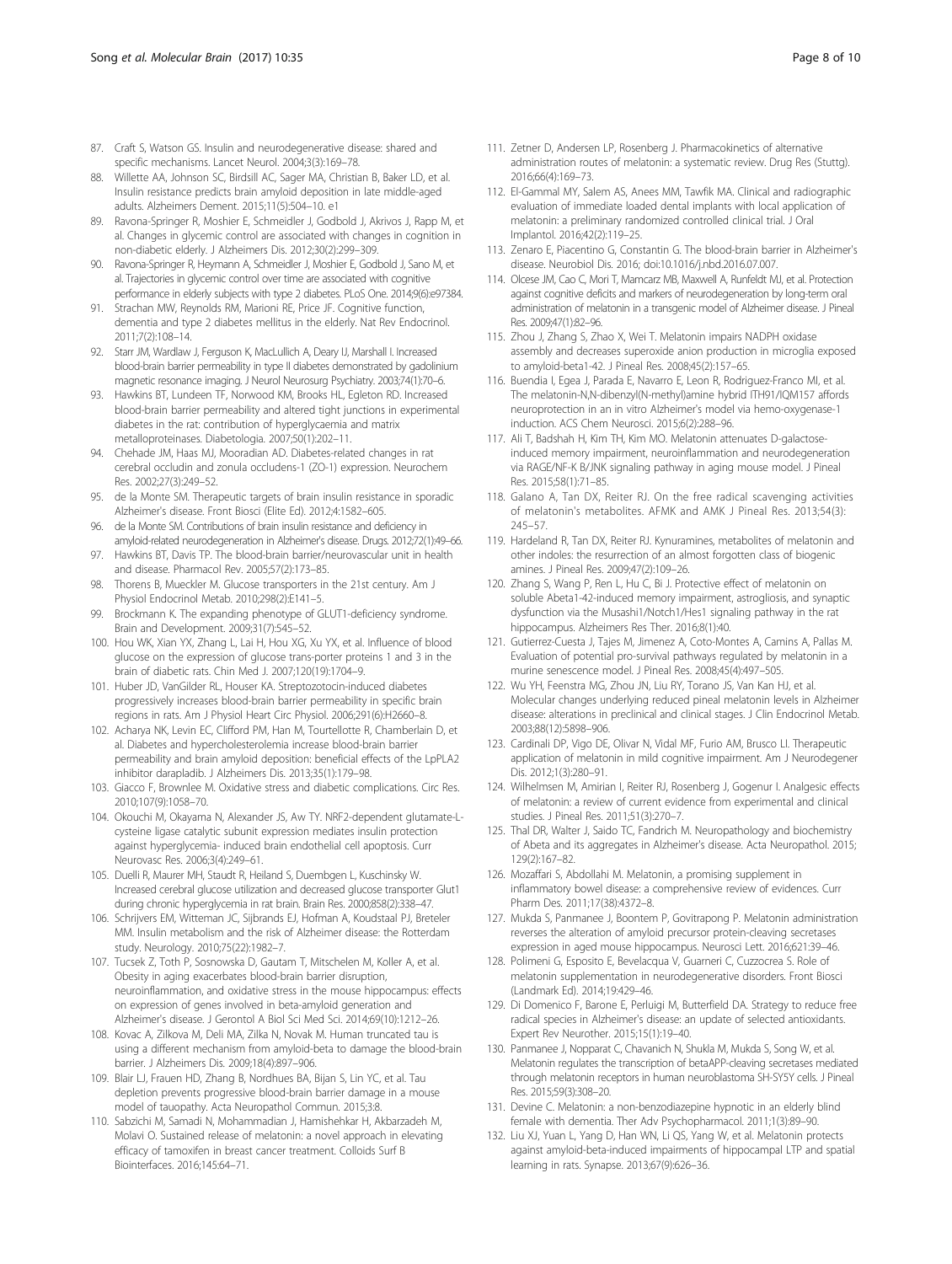87. Craft S, Watson GS. Insulin and neurodegenerative disease: shared and specific mechanisms. Lancet Neurol. 2004;3(3):169–78.
88. Willette AA, Johnson SC, Birdsill AC, Sager MA, Christian B, Baker LD, et al. Insulin resistance predicts brain amyloid deposition in late middle-aged adults. Alzheimers Dement. 2015;11(5):504–10. e1
89. Ravona-Springer R, Moshier E, Schmeidler J, Godbold J, Akrivos J, Rapp M, et al. Changes in glycemic control are associated with changes in cognition in non-diabetic elderly. J Alzheimers Dis. 2012;30(2):299–309.
90. Ravona-Springer R, Heymann A, Schmeidler J, Moshier E, Godbold J, Sano M, et al. Trajectories in glycemic control over time are associated with cognitive performance in elderly subjects with type 2 diabetes. PLoS One. 2014;9(6):e97384.
91. Strachan MW, Reynolds RM, Marioni RE, Price JF. Cognitive function, dementia and type 2 diabetes mellitus in the elderly. Nat Rev Endocrinol. 2011;7(2):108–14.
92. Starr JM, Wardlaw J, Ferguson K, MacLullich A, Deary IJ, Marshall I. Increased blood-brain barrier permeability in type II diabetes demonstrated by gadolinium magnetic resonance imaging. J Neurol Neurosurg Psychiatry. 2003;74(1):70–6.
93. Hawkins BT, Lundeen TF, Norwood KM, Brooks HL, Egleton RD. Increased blood-brain barrier permeability and altered tight junctions in experimental diabetes in the rat: contribution of hyperglycaemia and matrix metalloproteinases. Diabetologia. 2007;50(1):202–11.
94. Chehade JM, Haas MJ, Mooradian AD. Diabetes-related changes in rat cerebral occludin and zonula occludens-1 (ZO-1) expression. Neurochem Res. 2002;27(3):249–52.
95. de la Monte SM. Therapeutic targets of brain insulin resistance in sporadic Alzheimer's disease. Front Biosci (Elite Ed). 2012;4:1582–605.
96. de la Monte SM. Contributions of brain insulin resistance and deficiency in amyloid-related neurodegeneration in Alzheimer's disease. Drugs. 2012;72(1):49–66.
97. Hawkins BT, Davis TP. The blood-brain barrier/neurovascular unit in health and disease. Pharmacol Rev. 2005;57(2):173–85.
98. Thorens B, Mueckler M. Glucose transporters in the 21st century. Am J Physiol Endocrinol Metab. 2010;298(2):E141–5.
99. Brockmann K. The expanding phenotype of GLUT1-deficiency syndrome. Brain and Development. 2009;31(7):545–52.
100. Hou WK, Xian YX, Zhang L, Lai H, Hou XG, Xu YX, et al. Influence of blood glucose on the expression of glucose trans-porter proteins 1 and 3 in the brain of diabetic rats. Chin Med J. 2007;120(19):1704–9.
101. Huber JD, VanGilder RL, Houser KA. Streptozotocin-induced diabetes progressively increases blood-brain barrier permeability in specific brain regions in rats. Am J Physiol Heart Circ Physiol. 2006;291(6):H2660–8.
102. Acharya NK, Levin EC, Clifford PM, Han M, Tourtellotte R, Chamberlain D, et al. Diabetes and hypercholesterolemia increase blood-brain barrier permeability and brain amyloid deposition: beneficial effects of the LpPLA2 inhibitor darapladib. J Alzheimers Dis. 2013;35(1):179–98.
103. Giacco F, Brownlee M. Oxidative stress and diabetic complications. Circ Res. 2010;107(9):1058–70.
104. Okouchi M, Okayama N, Alexander JS, Aw TY. NRF2-dependent glutamate-L-cysteine ligase catalytic subunit expression mediates insulin protection against hyperglycemia- induced brain endothelial cell apoptosis. Curr Neurovasc Res. 2006;3(4):249–61.
105. Duelli R, Maurer MH, Staudt R, Heiland S, Duembgen L, Kuschinsky W. Increased cerebral glucose utilization and decreased glucose transporter Glut1 during chronic hyperglycemia in rat brain. Brain Res. 2000;858(2):338–47.
106. Schrijvers EM, Witteman JC, Sijbrands EJ, Hofman A, Koudstaal PJ, Breteler MM. Insulin metabolism and the risk of Alzheimer disease: the Rotterdam study. Neurology. 2010;75(22):1982–7.
107. Tucsek Z, Toth P, Sosnowska D, Gautam T, Mitschelen M, Koller A, et al. Obesity in aging exacerbates blood-brain barrier disruption, neuroinflammation, and oxidative stress in the mouse hippocampus: effects on expression of genes involved in beta-amyloid generation and Alzheimer's disease. J Gerontol A Biol Sci Med Sci. 2014;69(10):1212–26.
108. Kovac A, Zilkova M, Deli MA, Zilka N, Novak M. Human truncated tau is using a different mechanism from amyloid-beta to damage the blood-brain barrier. J Alzheimers Dis. 2009;18(4):897–906.
109. Blair LJ, Frauen HD, Zhang B, Nordhues BA, Bijan S, Lin YC, et al. Tau depletion prevents progressive blood-brain barrier damage in a mouse model of tauopathy. Acta Neuropathol Commun. 2015;3:8.
110. Sabzichi M, Samadi N, Mohammadian J, Hamishehkar H, Akbarzadeh M, Molavi O. Sustained release of melatonin: a novel approach in elevating efficacy of tamoxifen in breast cancer treatment. Colloids Surf B Biointerfaces. 2016;145:64–71.
111. Zetner D, Andersen LP, Rosenberg J. Pharmacokinetics of alternative administration routes of melatonin: a systematic review. Drug Res (Stuttg). 2016;66(4):169–73.
112. El-Gammal MY, Salem AS, Anees MM, Tawfik MA. Clinical and radiographic evaluation of immediate loaded dental implants with local application of melatonin: a preliminary randomized controlled clinical trial. J Oral Implantol. 2016;42(2):119–25.
113. Zenaro E, Piacentino G, Constantin G. The blood-brain barrier in Alzheimer's disease. Neurobiol Dis. 2016; doi:10.1016/j.nbd.2016.07.007.
114. Olcese JM, Cao C, Mori T, Mamcarz MB, Maxwell A, Runfeldt MJ, et al. Protection against cognitive deficits and markers of neurodegeneration by long-term oral administration of melatonin in a transgenic model of Alzheimer disease. J Pineal Res. 2009;47(1):82–96.
115. Zhou J, Zhang S, Zhao X, Wei T. Melatonin impairs NADPH oxidase assembly and decreases superoxide anion production in microglia exposed to amyloid-beta1-42. J Pineal Res. 2008;45(2):157–65.
116. Buendia I, Egea J, Parada E, Navarro E, Leon R, Rodriguez-Franco MI, et al. The melatonin-N,N-dibenzyl(N-methyl)amine hybrid ITH91/IQM157 affords neuroprotection in an in vitro Alzheimer's model via hemo-oxygenase-1 induction. ACS Chem Neurosci. 2015;6(2):288–96.
117. Ali T, Badshah H, Kim TH, Kim MO. Melatonin attenuates D-galactose-induced memory impairment, neuroinflammation and neurodegeneration via RAGE/NF-K B/JNK signaling pathway in aging mouse model. J Pineal Res. 2015;58(1):71–85.
118. Galano A, Tan DX, Reiter RJ. On the free radical scavenging activities of melatonin's metabolites. AFMK and AMK J Pineal Res. 2013;54(3): 245–57.
119. Hardeland R, Tan DX, Reiter RJ. Kynuramines, metabolites of melatonin and other indoles: the resurrection of an almost forgotten class of biogenic amines. J Pineal Res. 2009;47(2):109–26.
120. Zhang S, Wang P, Ren L, Hu C, Bi J. Protective effect of melatonin on soluble Abeta1-42-induced memory impairment, astrogliosis, and synaptic dysfunction via the Musashi1/Notch1/Hes1 signaling pathway in the rat hippocampus. Alzheimers Res Ther. 2016;8(1):40.
121. Gutierrez-Cuesta J, Tajes M, Jimenez A, Coto-Montes A, Camins A, Pallas M. Evaluation of potential pro-survival pathways regulated by melatonin in a murine senescence model. J Pineal Res. 2008;45(4):497–505.
122. Wu YH, Feenstra MG, Zhou JN, Liu RY, Torano JS, Van Kan HJ, et al. Molecular changes underlying reduced pineal melatonin levels in Alzheimer disease: alterations in preclinical and clinical stages. J Clin Endocrinol Metab. 2003;88(12):5898–906.
123. Cardinali DP, Vigo DE, Olivar N, Vidal MF, Furio AM, Brusco LI. Therapeutic application of melatonin in mild cognitive impairment. Am J Neurodegener Dis. 2012;1(3):280–91.
124. Wilhelmsen M, Amirian I, Reiter RJ, Rosenberg J, Gogenur I. Analgesic effects of melatonin: a review of current evidence from experimental and clinical studies. J Pineal Res. 2011;51(3):270–7.
125. Thal DR, Walter J, Saido TC, Fandrich M. Neuropathology and biochemistry of Abeta and its aggregates in Alzheimer's disease. Acta Neuropathol. 2015; 129(2):167–82.
126. Mozaffari S, Abdollahi M. Melatonin, a promising supplement in inflammatory bowel disease: a comprehensive review of evidences. Curr Pharm Des. 2011;17(38):4372–8.
127. Mukda S, Panmanee J, Boontem P, Govitrapong P. Melatonin administration reverses the alteration of amyloid precursor protein-cleaving secretases expression in aged mouse hippocampus. Neurosci Lett. 2016;621:39–46.
128. Polimeni G, Esposito E, Bevelacqua V, Guarneri C, Cuzzocrea S. Role of melatonin supplementation in neurodegenerative disorders. Front Biosci (Landmark Ed). 2014;19:429–46.
129. Di Domenico F, Barone E, Perluigi M, Butterfield DA. Strategy to reduce free radical species in Alzheimer's disease: an update of selected antioxidants. Expert Rev Neurother. 2015;15(1):19–40.
130. Panmanee J, Nopparat C, Chavanich N, Shukla M, Mukda S, Song W, et al. Melatonin regulates the transcription of betaAPP-cleaving secretases mediated through melatonin receptors in human neuroblastoma SH-SY5Y cells. J Pineal Res. 2015;59(3):308–20.
131. Devine C. Melatonin: a non-benzodiazepine hypnotic in an elderly blind female with dementia. Ther Adv Psychopharmacol. 2011;1(3):89–90.
132. Liu XJ, Yuan L, Yang D, Han WN, Li QS, Yang W, et al. Melatonin protects against amyloid-beta-induced impairments of hippocampal LTP and spatial learning in rats. Synapse. 2013;67(9):626–36.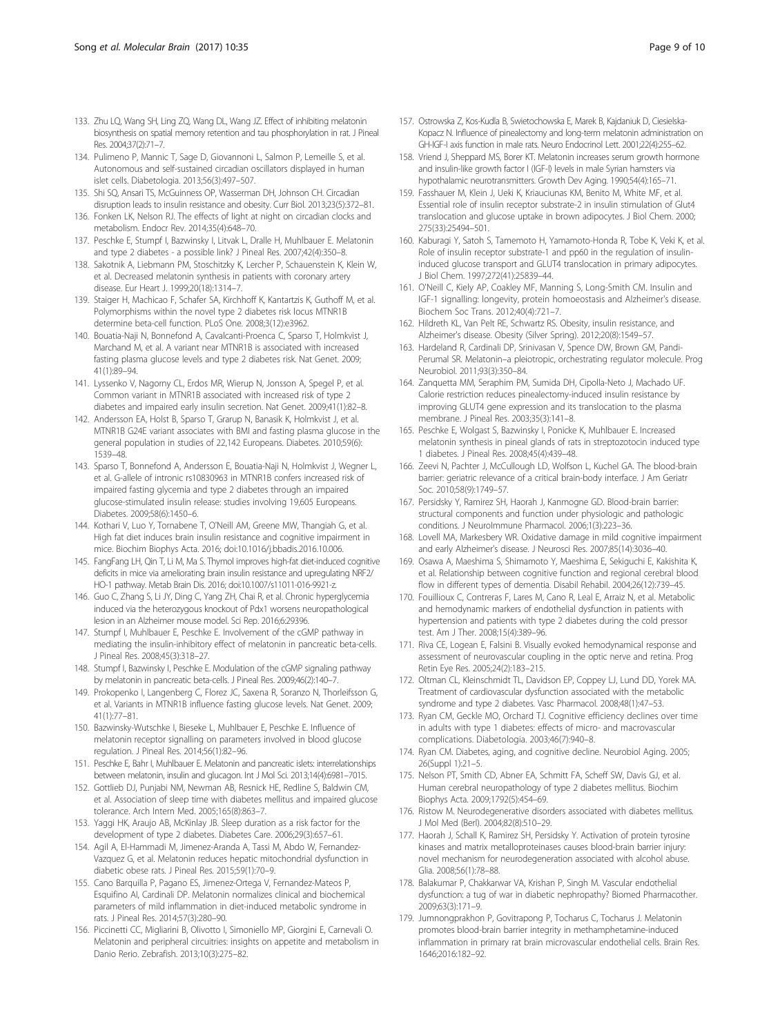133. Zhu LQ, Wang SH, Ling ZQ, Wang DL, Wang JZ. Effect of inhibiting melatonin biosynthesis on spatial memory retention and tau phosphorylation in rat. J Pineal Res. 2004;37(2):71–7.
134. Pulimeno P, Mannic T, Sage D, Giovannoni L, Salmon P, Lemeille S, et al. Autonomous and self-sustained circadian oscillators displayed in human islet cells. Diabetologia. 2013;56(3):497–507.
135. Shi SQ, Ansari TS, McGuinness OP, Wasserman DH, Johnson CH. Circadian disruption leads to insulin resistance and obesity. Curr Biol. 2013;23(5):372–81.
136. Fonken LK, Nelson RJ. The effects of light at night on circadian clocks and metabolism. Endocr Rev. 2014;35(4):648–70.
137. Peschke E, Stumpf I, Bazwinsky I, Litvak L, Dralle H, Muhlbauer E. Melatonin and type 2 diabetes - a possible link? J Pineal Res. 2007;42(4):350–8.
138. Sakotnik A, Liebmann PM, Stoschitzky K, Lercher P, Schauenstein K, Klein W, et al. Decreased melatonin synthesis in patients with coronary artery disease. Eur Heart J. 1999;20(18):1314–7.
139. Staiger H, Machicao F, Schafer SA, Kirchhoff K, Kantartzis K, Guthoff M, et al. Polymorphisms within the novel type 2 diabetes risk locus MTNR1B determine beta-cell function. PLoS One. 2008;3(12):e3962.
140. Bouatia-Naji N, Bonnefond A, Cavalcanti-Proenca C, Sparso T, Holmkvist J, Marchand M, et al. A variant near MTNR1B is associated with increased fasting plasma glucose levels and type 2 diabetes risk. Nat Genet. 2009;41(1):89–94.
141. Lyssenko V, Nagorny CL, Erdos MR, Wierup N, Jonsson A, Spegel P, et al. Common variant in MTNR1B associated with increased risk of type 2 diabetes and impaired early insulin secretion. Nat Genet. 2009;41(1):82–8.
142. Andersson EA, Holst B, Sparso T, Grarup N, Banasik K, Holmkvist J, et al. MTNR1B G24E variant associates with BMI and fasting plasma glucose in the general population in studies of 22,142 Europeans. Diabetes. 2010;59(6):1539–48.
143. Sparso T, Bonnefond A, Andersson E, Bouatia-Naji N, Holmkvist J, Wegner L, et al. G-allele of intronic rs10830963 in MTNR1B confers increased risk of impaired fasting glycemia and type 2 diabetes through an impaired glucose-stimulated insulin release: studies involving 19,605 Europeans. Diabetes. 2009;58(6):1450–6.
144. Kothari V, Luo Y, Tornabene T, O'Neill AM, Greene MW, Thangiah G, et al. High fat diet induces brain insulin resistance and cognitive impairment in mice. Biochim Biophys Acta. 2016; doi:10.1016/j.bbadis.2016.10.006.
145. FangFang LH, Qin T, Li M, Ma S. Thymol improves high-fat diet-induced cognitive deficits in mice via ameliorating brain insulin resistance and upregulating NRF2/HO-1 pathway. Metab Brain Dis. 2016; doi:10.1007/s11011-016-9921-z.
146. Guo C, Zhang S, Li JY, Ding C, Yang ZH, Chai R, et al. Chronic hyperglycemia induced via the heterozygous knockout of Pdx1 worsens neuropathological lesion in an Alzheimer mouse model. Sci Rep. 2016;6:29396.
147. Stumpf I, Muhlbauer E, Peschke E. Involvement of the cGMP pathway in mediating the insulin-inhibitory effect of melatonin in pancreatic beta-cells. J Pineal Res. 2008;45(3):318–27.
148. Stumpf I, Bazwinsky I, Peschke E. Modulation of the cGMP signaling pathway by melatonin in pancreatic beta-cells. J Pineal Res. 2009;46(2):140–7.
149. Prokopenko I, Langenberg C, Florez JC, Saxena R, Soranzo N, Thorleifsson G, et al. Variants in MTNR1B influence fasting glucose levels. Nat Genet. 2009;41(1):77–81.
150. Bazwinsky-Wutschke I, Bieseke L, Muhlbauer E, Peschke E. Influence of melatonin receptor signalling on parameters involved in blood glucose regulation. J Pineal Res. 2014;56(1):82–96.
151. Peschke E, Bahr I, Muhlbauer E. Melatonin and pancreatic islets: interrelationships between melatonin, insulin and glucagon. Int J Mol Sci. 2013;14(4):6981–7015.
152. Gottlieb DJ, Punjabi NM, Newman AB, Resnick HE, Redline S, Baldwin CM, et al. Association of sleep time with diabetes mellitus and impaired glucose tolerance. Arch Intern Med. 2005;165(8):863–7.
153. Yaggi HK, Araujo AB, McKinlay JB. Sleep duration as a risk factor for the development of type 2 diabetes. Diabetes Care. 2006;29(3):657–61.
154. Agil A, El-Hammadi M, Jimenez-Aranda A, Tassi M, Abdo W, Fernandez-Vazquez G, et al. Melatonin reduces hepatic mitochondrial dysfunction in diabetic obese rats. J Pineal Res. 2015;59(1):70–9.
155. Cano Barquilla P, Pagano ES, Jimenez-Ortega V, Fernandez-Mateos P, Esquifino AI, Cardinali DP. Melatonin normalizes clinical and biochemical parameters of mild inflammation in diet-induced metabolic syndrome in rats. J Pineal Res. 2014;57(3):280–90.
156. Piccinetti CC, Migliarini B, Olivotto I, Simoniello MP, Giorgini E, Carnevali O. Melatonin and peripheral circuitries: insights on appetite and metabolism in Danio Rerio. Zebrafish. 2013;10(3):275–82.
157. Ostrowska Z, Kos-Kudla B, Swietochowska E, Marek B, Kajdaniuk D, Ciesielska-Kopacz N. Influence of pinealectomy and long-term melatonin administration on GH-IGF-I axis function in male rats. Neuro Endocrinol Lett. 2001;22(4):255–62.
158. Vriend J, Sheppard MS, Borer KT. Melatonin increases serum growth hormone and insulin-like growth factor I (IGF-I) levels in male Syrian hamsters via hypothalamic neurotransmitters. Growth Dev Aging. 1990;54(4):165–71.
159. Fasshauer M, Klein J, Ueki K, Kriauciunas KM, Benito M, White MF, et al. Essential role of insulin receptor substrate-2 in insulin stimulation of Glut4 translocation and glucose uptake in brown adipocytes. J Biol Chem. 2000;275(33):25494–501.
160. Kaburagi Y, Satoh S, Tamemoto H, Yamamoto-Honda R, Tobe K, Veki K, et al. Role of insulin receptor substrate-1 and pp60 in the regulation of insulin-induced glucose transport and GLUT4 translocation in primary adipocytes. J Biol Chem. 1997;272(41):25839–44.
161. O'Neill C, Kiely AP, Coakley MF, Manning S, Long-Smith CM. Insulin and IGF-1 signalling: longevity, protein homoeostasis and Alzheimer's disease. Biochem Soc Trans. 2012;40(4):721–7.
162. Hildreth KL, Van Pelt RE, Schwartz RS. Obesity, insulin resistance, and Alzheimer's disease. Obesity (Silver Spring). 2012;20(8):1549–57.
163. Hardeland R, Cardinali DP, Srinivasan V, Spence DW, Brown GM, Pandi-Perumal SR. Melatonin–a pleiotropic, orchestrating regulator molecule. Prog Neurobiol. 2011;93(3):350–84.
164. Zanquetta MM, Seraphim PM, Sumida DH, Cipolla-Neto J, Machado UF. Calorie restriction reduces pinealectomy-induced insulin resistance by improving GLUT4 gene expression and its translocation to the plasma membrane. J Pineal Res. 2003;35(3):141–8.
165. Peschke E, Wolgast S, Bazwinsky I, Ponicke K, Muhlbauer E. Increased melatonin synthesis in pineal glands of rats in streptozotocin induced type 1 diabetes. J Pineal Res. 2008;45(4):439–48.
166. Zeevi N, Pachter J, McCullough LD, Wolfson L, Kuchel GA. The blood-brain barrier: geriatric relevance of a critical brain-body interface. J Am Geriatr Soc. 2010;58(9):1749–57.
167. Persidsky Y, Ramirez SH, Haorah J, Kanmogne GD. Blood-brain barrier: structural components and function under physiologic and pathologic conditions. J NeuroImmune Pharmacol. 2006;1(3):223–36.
168. Lovell MA, Markesbery WR. Oxidative damage in mild cognitive impairment and early Alzheimer's disease. J Neurosci Res. 2007;85(14):3036–40.
169. Osawa A, Maeshima S, Shimamoto Y, Maeshima E, Sekiguchi E, Kakishita K, et al. Relationship between cognitive function and regional cerebral blood flow in different types of dementia. Disabil Rehabil. 2004;26(12):739–45.
170. Fouillioux C, Contreras F, Lares M, Cano R, Leal E, Arraiz N, et al. Metabolic and hemodynamic markers of endothelial dysfunction in patients with hypertension and patients with type 2 diabetes during the cold pressor test. Am J Ther. 2008;15(4):389–96.
171. Riva CE, Logean E, Falsini B. Visually evoked hemodynamical response and assessment of neurovascular coupling in the optic nerve and retina. Prog Retin Eye Res. 2005;24(2):183–215.
172. Oltman CL, Kleinschmidt TL, Davidson EP, Coppey LJ, Lund DD, Yorek MA. Treatment of cardiovascular dysfunction associated with the metabolic syndrome and type 2 diabetes. Vasc Pharmacol. 2008;48(1):47–53.
173. Ryan CM, Geckle MO, Orchard TJ. Cognitive efficiency declines over time in adults with type 1 diabetes: effects of micro- and macrovascular complications. Diabetologia. 2003;46(7):940–8.
174. Ryan CM. Diabetes, aging, and cognitive decline. Neurobiol Aging. 2005;26(Suppl 1):21–5.
175. Nelson PT, Smith CD, Abner EA, Schmitt FA, Scheff SW, Davis GJ, et al. Human cerebral neuropathology of type 2 diabetes mellitus. Biochim Biophys Acta. 2009;1792(5):454–69.
176. Ristow M. Neurodegenerative disorders associated with diabetes mellitus. J Mol Med (Berl). 2004;82(8):510–29.
177. Haorah J, Schall K, Ramirez SH, Persidsky Y. Activation of protein tyrosine kinases and matrix metalloproteinases causes blood-brain barrier injury: novel mechanism for neurodegeneration associated with alcohol abuse. Glia. 2008;56(1):78–88.
178. Balakumar P, Chakkarwar VA, Krishan P, Singh M. Vascular endothelial dysfunction: a tug of war in diabetic nephropathy? Biomed Pharmacother. 2009;63(3):171–9.
179. Jumnongprakhon P, Govitrapong P, Tocharus C, Tocharus J. Melatonin promotes blood-brain barrier integrity in methamphetamine-induced inflammation in primary rat brain microvascular endothelial cells. Brain Res. 1646;2016:182–92.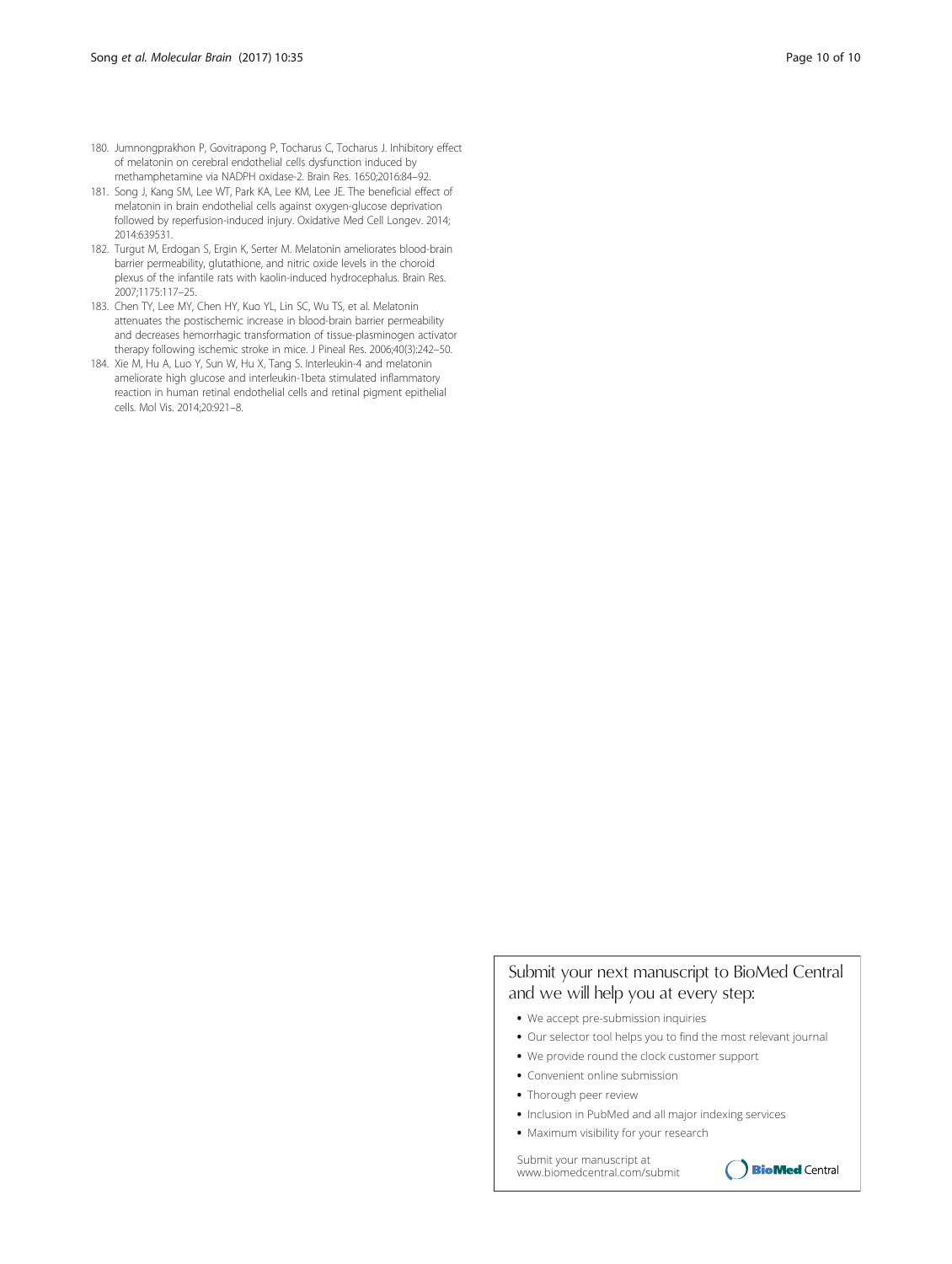180. Jumnongprakhon P, Govitrapong P, Tocharus C, Tocharus J. Inhibitory effect of melatonin on cerebral endothelial cells dysfunction induced by methamphetamine via NADPH oxidase-2. Brain Res. 1650;2016:84–92.
181. Song J, Kang SM, Lee WT, Park KA, Lee KM, Lee JE. The beneficial effect of melatonin in brain endothelial cells against oxygen-glucose deprivation followed by reperfusion-induced injury. Oxidative Med Cell Longev. 2014; 2014:639531.
182. Turgut M, Erdogan S, Ergin K, Serter M. Melatonin ameliorates blood-brain barrier permeability, glutathione, and nitric oxide levels in the choroid plexus of the infantile rats with kaolin-induced hydrocephalus. Brain Res. 2007;1175:117–25.
183. Chen TY, Lee MY, Chen HY, Kuo YL, Lin SC, Wu TS, et al. Melatonin attenuates the postischemic increase in blood-brain barrier permeability and decreases hemorrhagic transformation of tissue-plasminogen activator therapy following ischemic stroke in mice. J Pineal Res. 2006;40(3):242–50.
184. Xie M, Hu A, Luo Y, Sun W, Hu X, Tang S. Interleukin-4 and melatonin ameliorate high glucose and interleukin-1beta stimulated inflammatory reaction in human retinal endothelial cells and retinal pigment epithelial cells. Mol Vis. 2014;20:921–8.

Submit your next manuscript to BioMed Central and we will help you at every step:

- We accept pre-submission inquiries
- Our selector tool helps you to find the most relevant journal
- We provide round the clock customer support
- Convenient online submission
- Thorough peer review
- Inclusion in PubMed and all major indexing services
- Maximum visibility for your research

Submit your manuscript at
www.biomedcentral.com/submit

BioMed Central